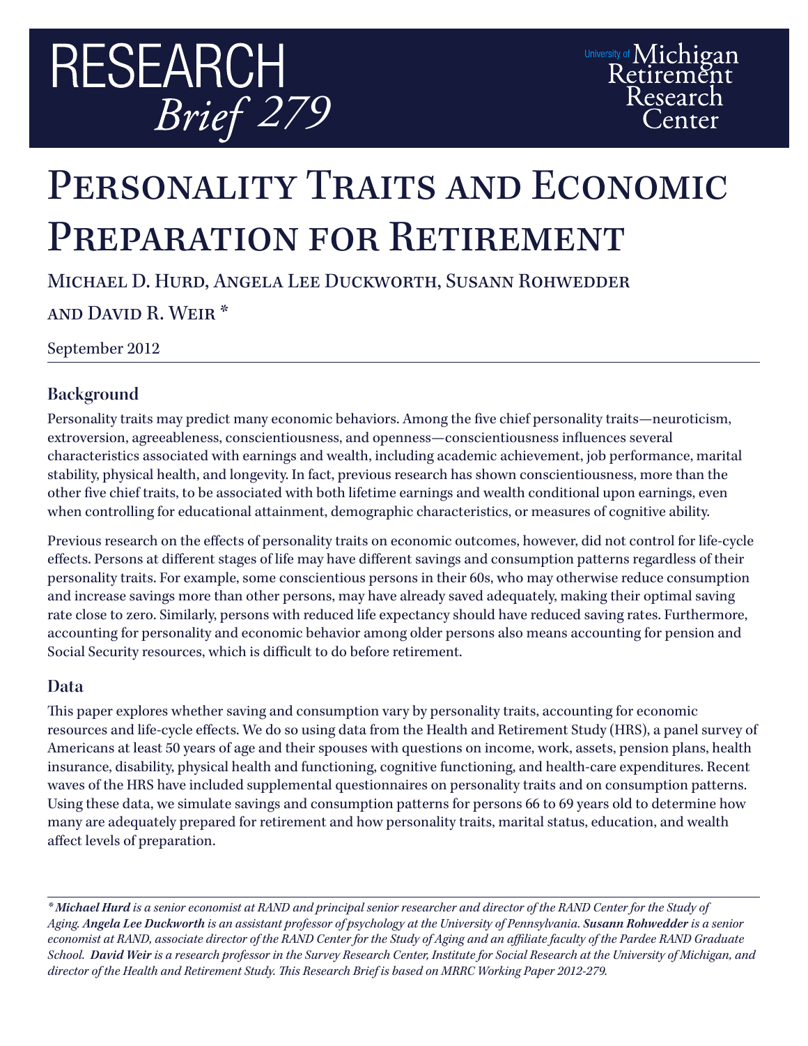# RESEARCH *Brief 279*

University of Michigan Retirement Research Center

# Personality Traits and Economic Preparation for Retirement

Michael D. Hurd, Angela Lee Duckworth, Susann Rohwedder and David R. Weir *

September 2012

## Background

Personality traits may predict many economic behaviors. Among the five chief personality traits—neuroticism, extroversion, agreeableness, conscientiousness, and openness—conscientiousness influences several characteristics associated with earnings and wealth, including academic achievement, job performance, marital stability, physical health, and longevity. In fact, previous research has shown conscientiousness, more than the other five chief traits, to be associated with both lifetime earnings and wealth conditional upon earnings, even when controlling for educational attainment, demographic characteristics, or measures of cognitive ability.

Previous research on the effects of personality traits on economic outcomes, however, did not control for life-cycle effects. Persons at different stages of life may have different savings and consumption patterns regardless of their personality traits. For example, some conscientious persons in their 60s, who may otherwise reduce consumption and increase savings more than other persons, may have already saved adequately, making their optimal saving rate close to zero. Similarly, persons with reduced life expectancy should have reduced saving rates. Furthermore, accounting for personality and economic behavior among older persons also means accounting for pension and Social Security resources, which is difficult to do before retirement.

## Data

This paper explores whether saving and consumption vary by personality traits, accounting for economic resources and life-cycle effects. We do so using data from the Health and Retirement Study (HRS), a panel survey of Americans at least 50 years of age and their spouses with questions on income, work, assets, pension plans, health insurance, disability, physical health and functioning, cognitive functioning, and health-care expenditures. Recent waves of the HRS have included supplemental questionnaires on personality traits and on consumption patterns. Using these data, we simulate savings and consumption patterns for persons 66 to 69 years old to determine how many are adequately prepared for retirement and how personality traits, marital status, education, and wealth affect levels of preparation.

---

*\* **Michael Hurd** is a senior economist at RAND and principal senior researcher and director of the RAND Center for the Study of Aging. **Angela Lee Duckworth** is an assistant professor of psychology at the University of Pennsylvania. **Susann Rohwedder** is a senior economist at RAND, associate director of the RAND Center for the Study of Aging and an affiliate faculty of the Pardee RAND Graduate School. **David Weir** is a research professor in the Survey Research Center, Institute for Social Research at the University of Michigan, and director of the Health and Retirement Study. This Research Brief is based on MRRC Working Paper 2012-279.*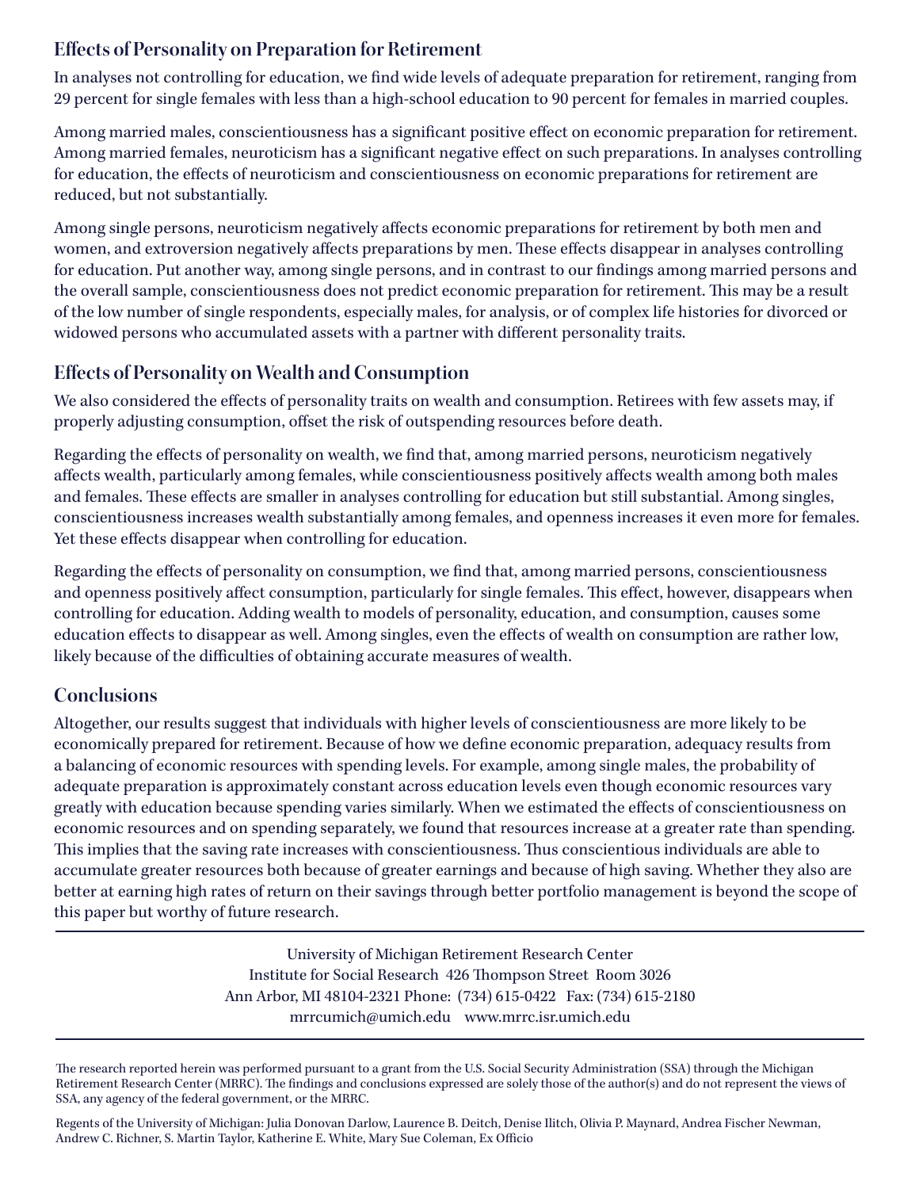## Effects of Personality on Preparation for Retirement

In analyses not controlling for education, we find wide levels of adequate preparation for retirement, ranging from 29 percent for single females with less than a high-school education to 90 percent for females in married couples.

Among married males, conscientiousness has a significant positive effect on economic preparation for retirement. Among married females, neuroticism has a significant negative effect on such preparations. In analyses controlling for education, the effects of neuroticism and conscientiousness on economic preparations for retirement are reduced, but not substantially.

Among single persons, neuroticism negatively affects economic preparations for retirement by both men and women, and extroversion negatively affects preparations by men. These effects disappear in analyses controlling for education. Put another way, among single persons, and in contrast to our findings among married persons and the overall sample, conscientiousness does not predict economic preparation for retirement. This may be a result of the low number of single respondents, especially males, for analysis, or of complex life histories for divorced or widowed persons who accumulated assets with a partner with different personality traits.

## Effects of Personality on Wealth and Consumption

We also considered the effects of personality traits on wealth and consumption. Retirees with few assets may, if properly adjusting consumption, offset the risk of outspending resources before death.

Regarding the effects of personality on wealth, we find that, among married persons, neuroticism negatively affects wealth, particularly among females, while conscientiousness positively affects wealth among both males and females. These effects are smaller in analyses controlling for education but still substantial. Among singles, conscientiousness increases wealth substantially among females, and openness increases it even more for females. Yet these effects disappear when controlling for education.

Regarding the effects of personality on consumption, we find that, among married persons, conscientiousness and openness positively affect consumption, particularly for single females. This effect, however, disappears when controlling for education. Adding wealth to models of personality, education, and consumption, causes some education effects to disappear as well. Among singles, even the effects of wealth on consumption are rather low, likely because of the difficulties of obtaining accurate measures of wealth.

## Conclusions

Altogether, our results suggest that individuals with higher levels of conscientiousness are more likely to be economically prepared for retirement. Because of how we define economic preparation, adequacy results from a balancing of economic resources with spending levels. For example, among single males, the probability of adequate preparation is approximately constant across education levels even though economic resources vary greatly with education because spending varies similarly. When we estimated the effects of conscientiousness on economic resources and on spending separately, we found that resources increase at a greater rate than spending. This implies that the saving rate increases with conscientiousness. Thus conscientious individuals are able to accumulate greater resources both because of greater earnings and because of high saving. Whether they also are better at earning high rates of return on their savings through better portfolio management is beyond the scope of this paper but worthy of future research.

---

University of Michigan Retirement Research Center
Institute for Social Research 426 Thompson Street Room 3026
Ann Arbor, MI 48104-2321 Phone: (734) 615-0422 Fax: (734) 615-2180
mrrcumich@umich.edu www.mrrc.isr.umich.edu

---

The research reported herein was performed pursuant to a grant from the U.S. Social Security Administration (SSA) through the Michigan Retirement Research Center (MRRC). The findings and conclusions expressed are solely those of the author(s) and do not represent the views of SSA, any agency of the federal government, or the MRRC.

Regents of the University of Michigan: Julia Donovan Darlow, Laurence B. Deitch, Denise Ilitch, Olivia P. Maynard, Andrea Fischer Newman, Andrew C. Richner, S. Martin Taylor, Katherine E. White, Mary Sue Coleman, Ex Officio